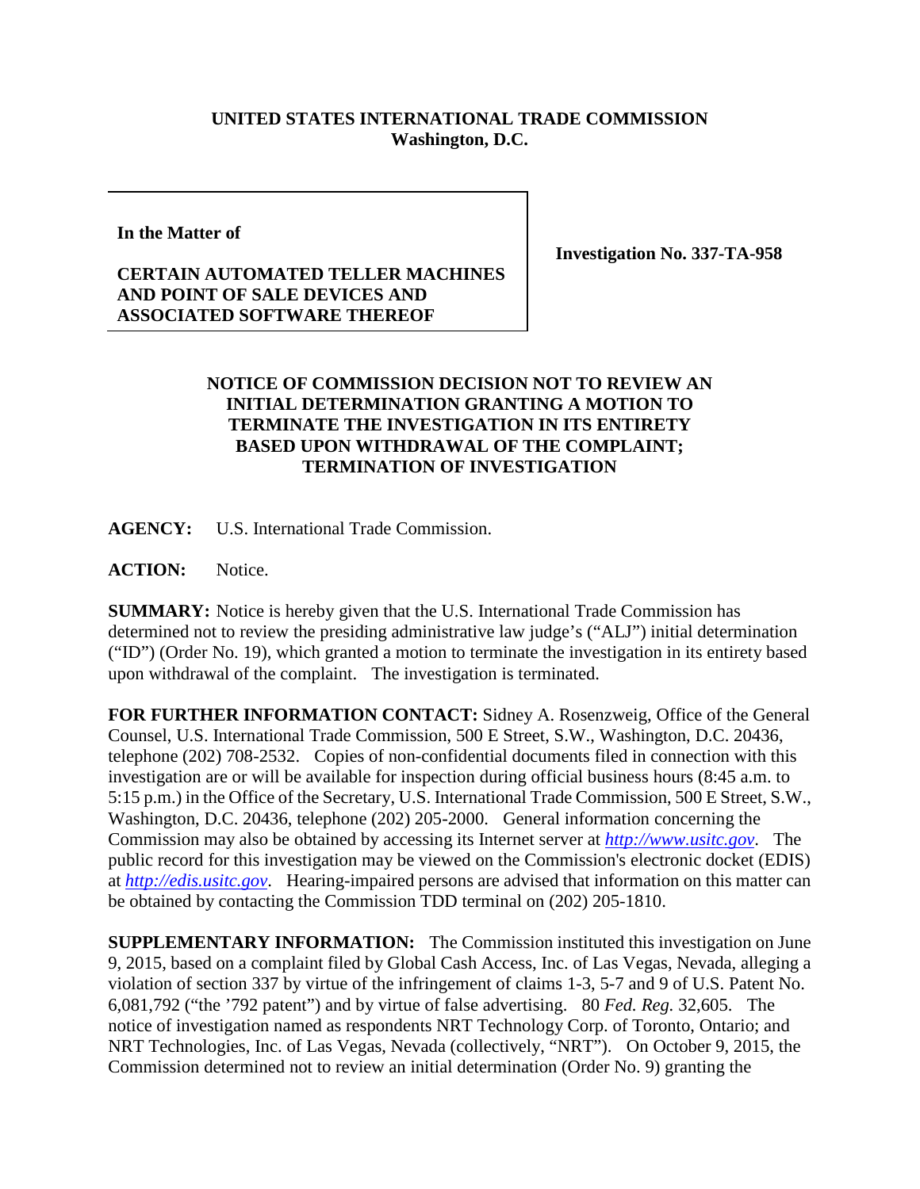**UNITED STATES INTERNATIONAL TRADE COMMISSION**
**Washington, D.C.**

**In the Matter of**

**CERTAIN AUTOMATED TELLER MACHINES AND POINT OF SALE DEVICES AND ASSOCIATED SOFTWARE THEREOF**

**Investigation No. 337-TA-958**

**NOTICE OF COMMISSION DECISION NOT TO REVIEW AN INITIAL DETERMINATION GRANTING A MOTION TO TERMINATE THE INVESTIGATION IN ITS ENTIRETY BASED UPON WITHDRAWAL OF THE COMPLAINT; TERMINATION OF INVESTIGATION**

**AGENCY:** U.S. International Trade Commission.

**ACTION:** Notice.

**SUMMARY:** Notice is hereby given that the U.S. International Trade Commission has determined not to review the presiding administrative law judge's ("ALJ") initial determination ("ID") (Order No. 19), which granted a motion to terminate the investigation in its entirety based upon withdrawal of the complaint. The investigation is terminated.

**FOR FURTHER INFORMATION CONTACT:** Sidney A. Rosenzweig, Office of the General Counsel, U.S. International Trade Commission, 500 E Street, S.W., Washington, D.C. 20436, telephone (202) 708-2532. Copies of non-confidential documents filed in connection with this investigation are or will be available for inspection during official business hours (8:45 a.m. to 5:15 p.m.) in the Office of the Secretary, U.S. International Trade Commission, 500 E Street, S.W., Washington, D.C. 20436, telephone (202) 205-2000. General information concerning the Commission may also be obtained by accessing its Internet server at *http://www.usitc.gov*. The public record for this investigation may be viewed on the Commission's electronic docket (EDIS) at *http://edis.usitc.gov*. Hearing-impaired persons are advised that information on this matter can be obtained by contacting the Commission TDD terminal on (202) 205-1810.

**SUPPLEMENTARY INFORMATION:** The Commission instituted this investigation on June 9, 2015, based on a complaint filed by Global Cash Access, Inc. of Las Vegas, Nevada, alleging a violation of section 337 by virtue of the infringement of claims 1-3, 5-7 and 9 of U.S. Patent No. 6,081,792 ("the '792 patent") and by virtue of false advertising. 80 *Fed. Reg.* 32,605. The notice of investigation named as respondents NRT Technology Corp. of Toronto, Ontario; and NRT Technologies, Inc. of Las Vegas, Nevada (collectively, "NRT"). On October 9, 2015, the Commission determined not to review an initial determination (Order No. 9) granting the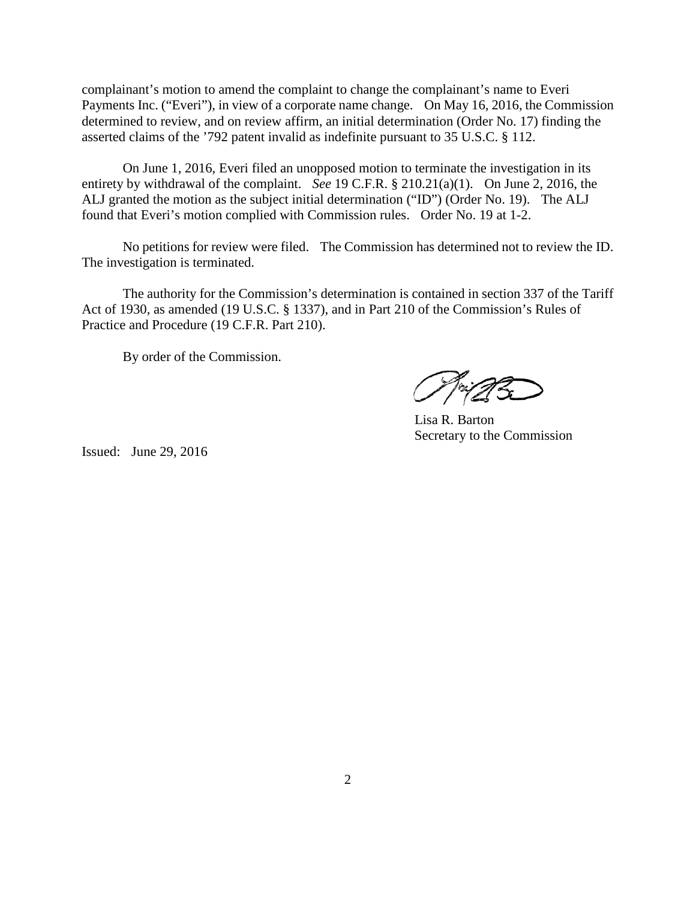complainant's motion to amend the complaint to change the complainant's name to Everi Payments Inc. ("Everi"), in view of a corporate name change. On May 16, 2016, the Commission determined to review, and on review affirm, an initial determination (Order No. 17) finding the asserted claims of the '792 patent invalid as indefinite pursuant to 35 U.S.C. § 112.

On June 1, 2016, Everi filed an unopposed motion to terminate the investigation in its entirety by withdrawal of the complaint. *See* 19 C.F.R. § 210.21(a)(1). On June 2, 2016, the ALJ granted the motion as the subject initial determination ("ID") (Order No. 19). The ALJ found that Everi's motion complied with Commission rules. Order No. 19 at 1-2.

No petitions for review were filed. The Commission has determined not to review the ID. The investigation is terminated.

The authority for the Commission's determination is contained in section 337 of the Tariff Act of 1930, as amended (19 U.S.C. § 1337), and in Part 210 of the Commission's Rules of Practice and Procedure (19 C.F.R. Part 210).

By order of the Commission.

Lisa R. Barton
Secretary to the Commission

Issued: June 29, 2016